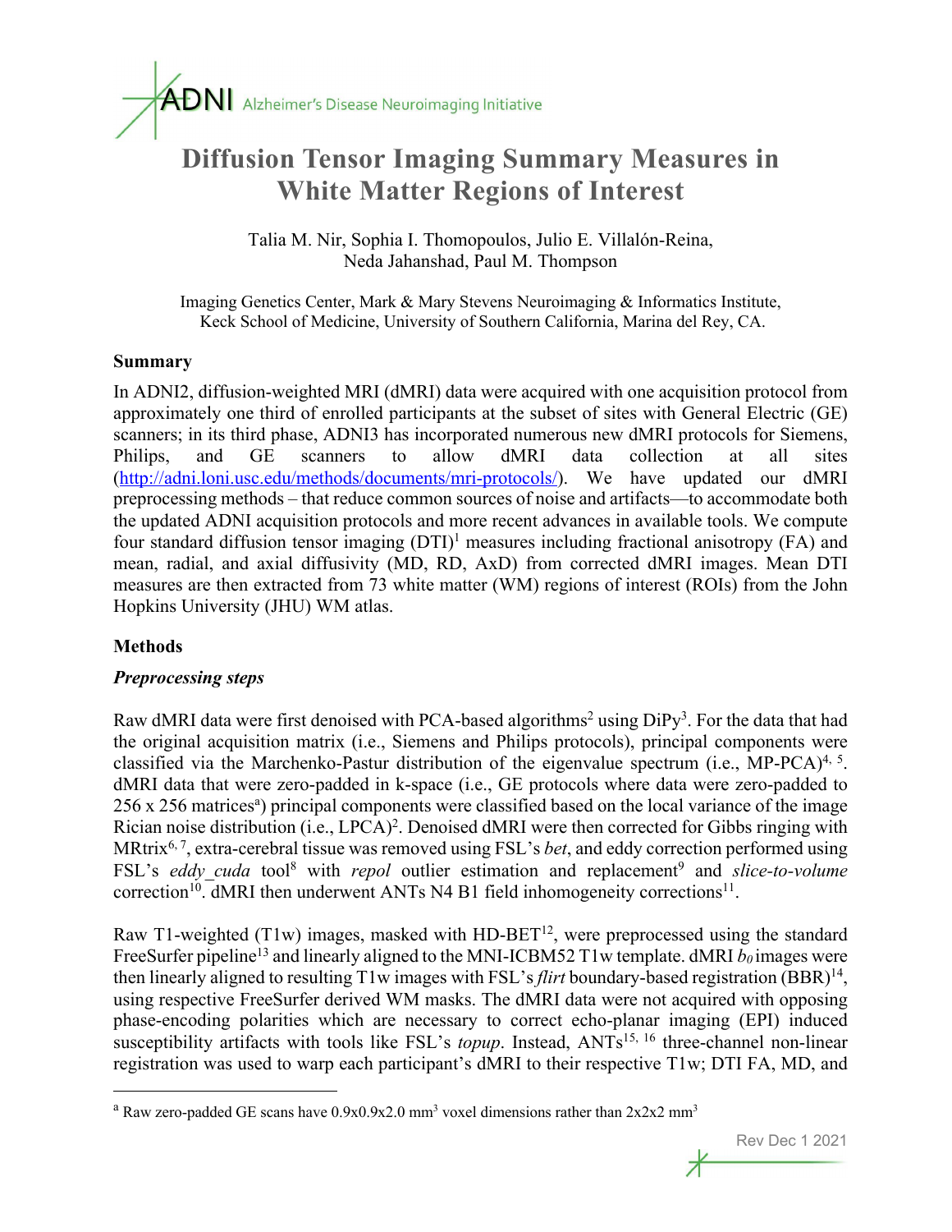ADNI Alzheimer's Disease Neuroimaging Initiative

# Diffusion Tensor Imaging Summary Measures in White Matter Regions of Interest

Talia M. Nir, Sophia I. Thomopoulos, Julio E. Villalón-Reina, Neda Jahanshad, Paul M. Thompson

Imaging Genetics Center, Mark & Mary Stevens Neuroimaging & Informatics Institute, Keck School of Medicine, University of Southern California, Marina del Rey, CA.

## Summary

In ADNI2, diffusion-weighted MRI (dMRI) data were acquired with one acquisition protocol from approximately one third of enrolled participants at the subset of sites with General Electric (GE) scanners; in its third phase, ADNI3 has incorporated numerous new dMRI protocols for Siemens, Philips, and GE scanners to allow dMRI data collection at all sites (http://adni.loni.usc.edu/methods/documents/mri-protocols/). We have updated our dMRI preprocessing methods – that reduce common sources of noise and artifacts—to accommodate both the updated ADNI acquisition protocols and more recent advances in available tools. We compute four standard diffusion tensor imaging (DTI)[1] measures including fractional anisotropy (FA) and mean, radial, and axial diffusivity (MD, RD, AxD) from corrected dMRI images. Mean DTI measures are then extracted from 73 white matter (WM) regions of interest (ROIs) from the John Hopkins University (JHU) WM atlas.

## Methods

### *Preprocessing steps*

Raw dMRI data were first denoised with PCA-based algorithms[2] using DiPy[3]. For the data that had the original acquisition matrix (i.e., Siemens and Philips protocols), principal components were classified via the Marchenko-Pastur distribution of the eigenvalue spectrum (i.e., MP-PCA)[4, 5]. dMRI data that were zero-padded in k-space (i.e., GE protocols where data were zero-padded to 256 x 256 matrices[a]) principal components were classified based on the local variance of the image Rician noise distribution (i.e., LPCA)[2]. Denoised dMRI were then corrected for Gibbs ringing with MRtrix[6, 7], extra-cerebral tissue was removed using FSL's *bet*, and eddy correction performed using FSL's *eddy_cuda* tool[8] with *repol* outlier estimation and replacement[9] and *slice-to-volume* correction[10]. dMRI then underwent ANTs N4 B1 field inhomogeneity corrections[11].

Raw T1-weighted (T1w) images, masked with HD-BET[12], were preprocessed using the standard FreeSurfer pipeline[13] and linearly aligned to the MNI-ICBM52 T1w template. dMRI $b_0$ images were then linearly aligned to resulting T1w images with FSL's *flirt* boundary-based registration (BBR)[14], using respective FreeSurfer derived WM masks. The dMRI data were not acquired with opposing phase-encoding polarities which are necessary to correct echo-planar imaging (EPI) induced susceptibility artifacts with tools like FSL's *topup*. Instead, ANTs[15, 16] three-channel non-linear registration was used to warp each participant's dMRI to their respective T1w; DTI FA, MD, and

[a] Raw zero-padded GE scans have 0.9x0.9x2.0 mm$^3$ voxel dimensions rather than 2x2x2 mm$^3$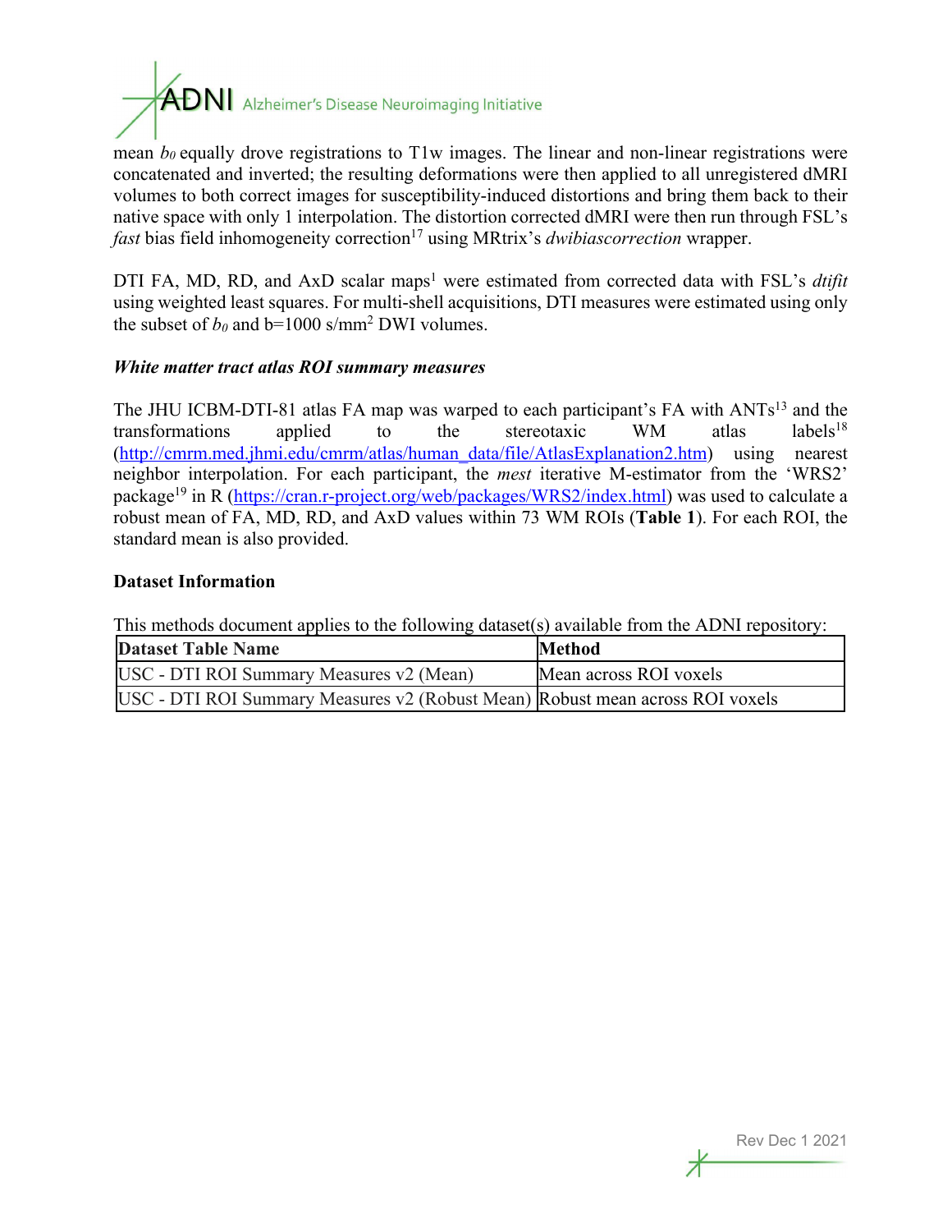mean $b_0$ equally drove registrations to T1w images. The linear and non-linear registrations were concatenated and inverted; the resulting deformations were then applied to all unregistered dMRI volumes to both correct images for susceptibility-induced distortions and bring them back to their native space with only 1 interpolation. The distortion corrected dMRI were then run through FSL's *fast* bias field inhomogeneity correction[17] using MRtrix's *dwibiascorrection* wrapper.

DTI FA, MD, RD, and AxD scalar maps[1] were estimated from corrected data with FSL's *dtifit* using weighted least squares. For multi-shell acquisitions, DTI measures were estimated using only the subset of $b_0$ and b=1000 s/mm$^2$ DWI volumes.

### *White matter tract atlas ROI summary measures*

The JHU ICBM-DTI-81 atlas FA map was warped to each participant's FA with ANTs[13] and the transformations applied to the stereotaxic WM atlas labels[18] (http://cmrm.med.jhmi.edu/cmrm/atlas/human_data/file/AtlasExplanation2.htm) using nearest neighbor interpolation. For each participant, the *mest* iterative M-estimator from the 'WRS2' package[19] in R (https://cran.r-project.org/web/packages/WRS2/index.html) was used to calculate a robust mean of FA, MD, RD, and AxD values within 73 WM ROIs (**Table 1**). For each ROI, the standard mean is also provided.

## Dataset Information

This methods document applies to the following dataset(s) available from the ADNI repository:

| Dataset Table Name | Method |
|---|---|
| USC - DTI ROI Summary Measures v2 (Mean) | Mean across ROI voxels |
| USC - DTI ROI Summary Measures v2 (Robust Mean) | Robust mean across ROI voxels |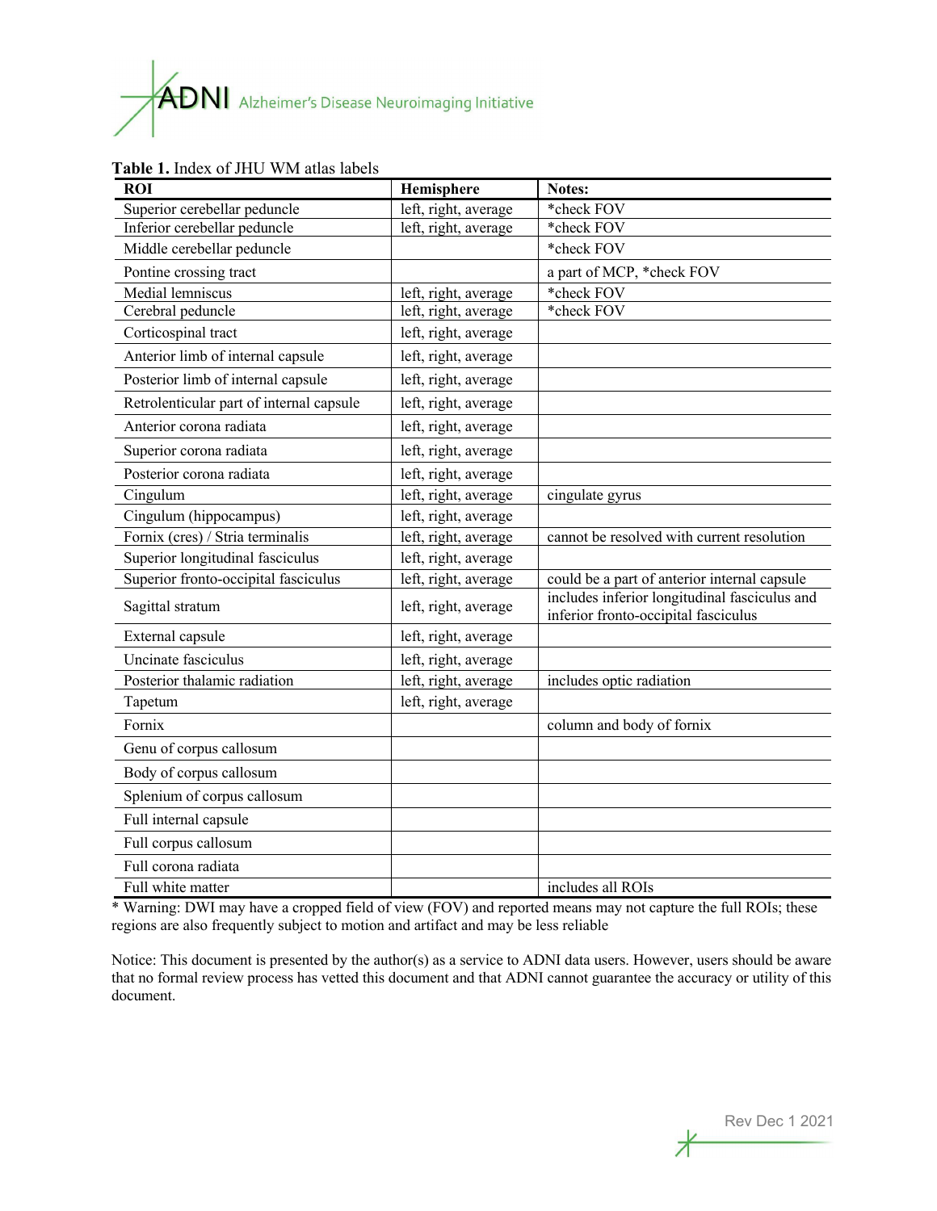**Table 1.** Index of JHU WM atlas labels

| ROI | Hemisphere | Notes: |
|---|---|---|
| Superior cerebellar peduncle | left, right, average | *check FOV |
| Inferior cerebellar peduncle | left, right, average | *check FOV |
| Middle cerebellar peduncle | | *check FOV |
| Pontine crossing tract | | a part of MCP, *check FOV |
| Medial lemniscus | left, right, average | *check FOV |
| Cerebral peduncle | left, right, average | *check FOV |
| Corticospinal tract | left, right, average | |
| Anterior limb of internal capsule | left, right, average | |
| Posterior limb of internal capsule | left, right, average | |
| Retrolenticular part of internal capsule | left, right, average | |
| Anterior corona radiata | left, right, average | |
| Superior corona radiata | left, right, average | |
| Posterior corona radiata | left, right, average | |
| Cingulum | left, right, average | cingulate gyrus |
| Cingulum (hippocampus) | left, right, average | |
| Fornix (cres) / Stria terminalis | left, right, average | cannot be resolved with current resolution |
| Superior longitudinal fasciculus | left, right, average | |
| Superior fronto-occipital fasciculus | left, right, average | could be a part of anterior internal capsule |
| Sagittal stratum | left, right, average | includes inferior longitudinal fasciculus and inferior fronto-occipital fasciculus |
| External capsule | left, right, average | |
| Uncinate fasciculus | left, right, average | |
| Posterior thalamic radiation | left, right, average | includes optic radiation |
| Tapetum | left, right, average | |
| Fornix | | column and body of fornix |
| Genu of corpus callosum | | |
| Body of corpus callosum | | |
| Splenium of corpus callosum | | |
| Full internal capsule | | |
| Full corpus callosum | | |
| Full corona radiata | | |
| Full white matter | | includes all ROIs |

* Warning: DWI may have a cropped field of view (FOV) and reported means may not capture the full ROIs; these regions are also frequently subject to motion and artifact and may be less reliable

Notice: This document is presented by the author(s) as a service to ADNI data users. However, users should be aware that no formal review process has vetted this document and that ADNI cannot guarantee the accuracy or utility of this document.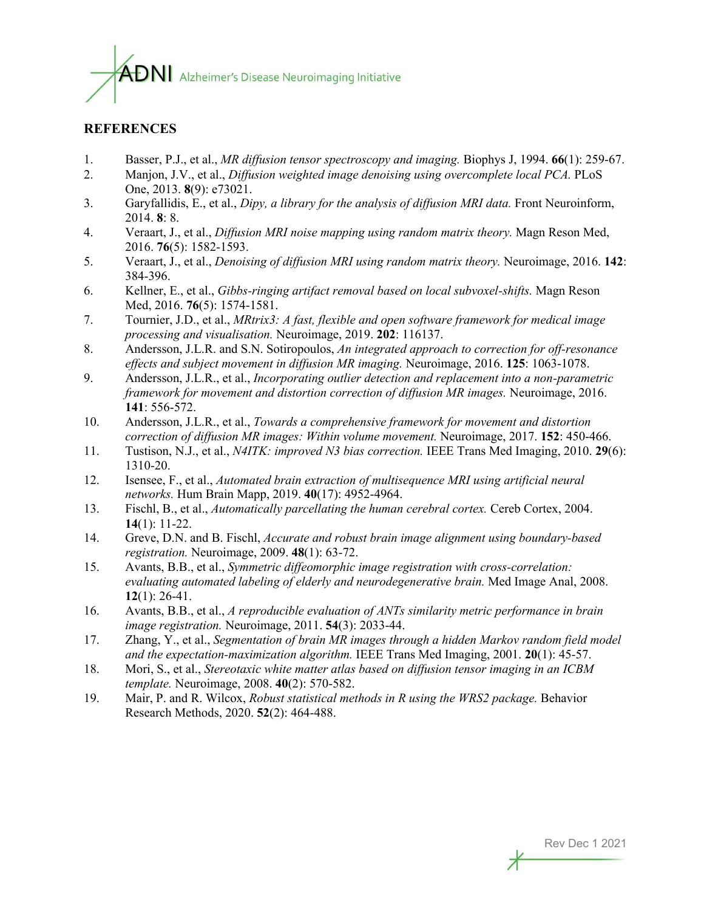## REFERENCES

1. Basser, P.J., et al., *MR diffusion tensor spectroscopy and imaging.* Biophys J, 1994. **66**(1): 259-67.
2. Manjon, J.V., et al., *Diffusion weighted image denoising using overcomplete local PCA.* PLoS One, 2013. **8**(9): e73021.
3. Garyfallidis, E., et al., *Dipy, a library for the analysis of diffusion MRI data.* Front Neuroinform, 2014. **8**: 8.
4. Veraart, J., et al., *Diffusion MRI noise mapping using random matrix theory.* Magn Reson Med, 2016. **76**(5): 1582-1593.
5. Veraart, J., et al., *Denoising of diffusion MRI using random matrix theory.* Neuroimage, 2016. **142**: 384-396.
6. Kellner, E., et al., *Gibbs-ringing artifact removal based on local subvoxel-shifts.* Magn Reson Med, 2016. **76**(5): 1574-1581.
7. Tournier, J.D., et al., *MRtrix3: A fast, flexible and open software framework for medical image processing and visualisation.* Neuroimage, 2019. **202**: 116137.
8. Andersson, J.L.R. and S.N. Sotiropoulos, *An integrated approach to correction for off-resonance effects and subject movement in diffusion MR imaging.* Neuroimage, 2016. **125**: 1063-1078.
9. Andersson, J.L.R., et al., *Incorporating outlier detection and replacement into a non-parametric framework for movement and distortion correction of diffusion MR images.* Neuroimage, 2016. **141**: 556-572.
10. Andersson, J.L.R., et al., *Towards a comprehensive framework for movement and distortion correction of diffusion MR images: Within volume movement.* Neuroimage, 2017. **152**: 450-466.
11. Tustison, N.J., et al., *N4ITK: improved N3 bias correction.* IEEE Trans Med Imaging, 2010. **29**(6): 1310-20.
12. Isensee, F., et al., *Automated brain extraction of multisequence MRI using artificial neural networks.* Hum Brain Mapp, 2019. **40**(17): 4952-4964.
13. Fischl, B., et al., *Automatically parcellating the human cerebral cortex.* Cereb Cortex, 2004. **14**(1): 11-22.
14. Greve, D.N. and B. Fischl, *Accurate and robust brain image alignment using boundary-based registration.* Neuroimage, 2009. **48**(1): 63-72.
15. Avants, B.B., et al., *Symmetric diffeomorphic image registration with cross-correlation: evaluating automated labeling of elderly and neurodegenerative brain.* Med Image Anal, 2008. **12**(1): 26-41.
16. Avants, B.B., et al., *A reproducible evaluation of ANTs similarity metric performance in brain image registration.* Neuroimage, 2011. **54**(3): 2033-44.
17. Zhang, Y., et al., *Segmentation of brain MR images through a hidden Markov random field model and the expectation-maximization algorithm.* IEEE Trans Med Imaging, 2001. **20**(1): 45-57.
18. Mori, S., et al., *Stereotaxic white matter atlas based on diffusion tensor imaging in an ICBM template.* Neuroimage, 2008. **40**(2): 570-582.
19. Mair, P. and R. Wilcox, *Robust statistical methods in R using the WRS2 package.* Behavior Research Methods, 2020. **52**(2): 464-488.